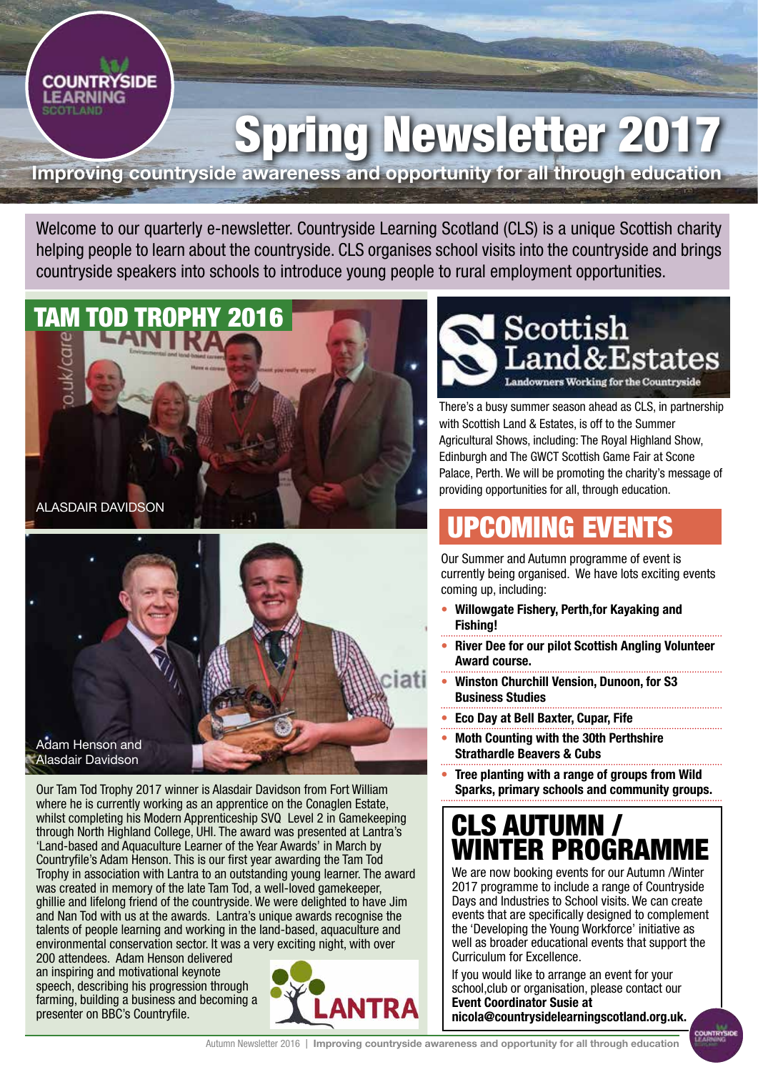# Spring Newsletter 2017

**Improving countryside awareness and opportunity for all through education**

Welcome to our quarterly e-newsletter. Countryside Learning Scotland (CLS) is a unique Scottish charity helping people to learn about the countryside. CLS organises school visits into the countryside and brings countryside speakers into schools to introduce young people to rural employment opportunities.

## TAM TOD TROPHY 2016

ALASDAIR DAVIDSON

Adam Henson and Alasdair Davidson

Our Tam Tod Trophy 2017 winner is Alasdair Davidson from Fort William where he is currently working as an apprentice on the Conaglen Estate, whilst completing his Modern Apprenticeship SVQ Level 2 in Gamekeeping through North Highland College, UHI. The award was presented at Lantra's 'Land-based and Aquaculture Learner of the Year Awards' in March by Countryfile's Adam Henson. This is our first year awarding the Tam Tod Trophy in association with Lantra to an outstanding young learner. The award was created in memory of the late Tam Tod, a well-loved gamekeeper, ghillie and lifelong friend of the countryside. We were delighted to have Jim and Nan Tod with us at the awards. Lantra's unique awards recognise the talents of people learning and working in the land-based, aquaculture and environmental conservation sector. It was a very exciting night, with over 200 attendees. Adam Henson delivered an inspiring and motivational keynote speech, describing his progression through farming, building a business and becoming a presenter on BBC's Countryfile.

**Scottish Land & Estates** – Landowners Working for the Countryside

There's a busy summer season ahead as CLS, in partnership with Scottish Land & Estates, is off to the Summer Agricultural Shows, including: The Royal Highland Show, Edinburgh and The GWCT Scottish Game Fair at Scone Palace, Perth. We will be promoting the charity's message of providing opportunities for all, through education.

## UPCOMING EVENTS

Our Summer and Autumn programme of event is currently being organised. We have lots exciting events coming up, including:

- **Willowgate Fishery, Perth,for Kayaking and Fishing!**
- **River Dee for our pilot Scottish Angling Volunteer Award course.**
- **Winston Churchill Vension, Dunoon, for S3 Business Studies**
- **Eco Day at Bell Baxter, Cupar, Fife**
- **Moth Counting with the 30th Perthshire Strathardle Beavers & Cubs**
- **Tree planting with a range of groups from Wild Sparks, primary schools and community groups.**

## CLS AUTUMN / WINTER PROGRAMME

We are now booking events for our Autumn /Winter 2017 programme to include a range of Countryside Days and Industries to School visits. We can create events that are specifically designed to complement the 'Developing the Young Workforce' initiative as well as broader educational events that support the Curriculum for Excellence.

If you would like to arrange an event for your school,club or organisation, please contact our **Event Coordinator Susie at nicola@countrysidelearningscotland.org.uk.**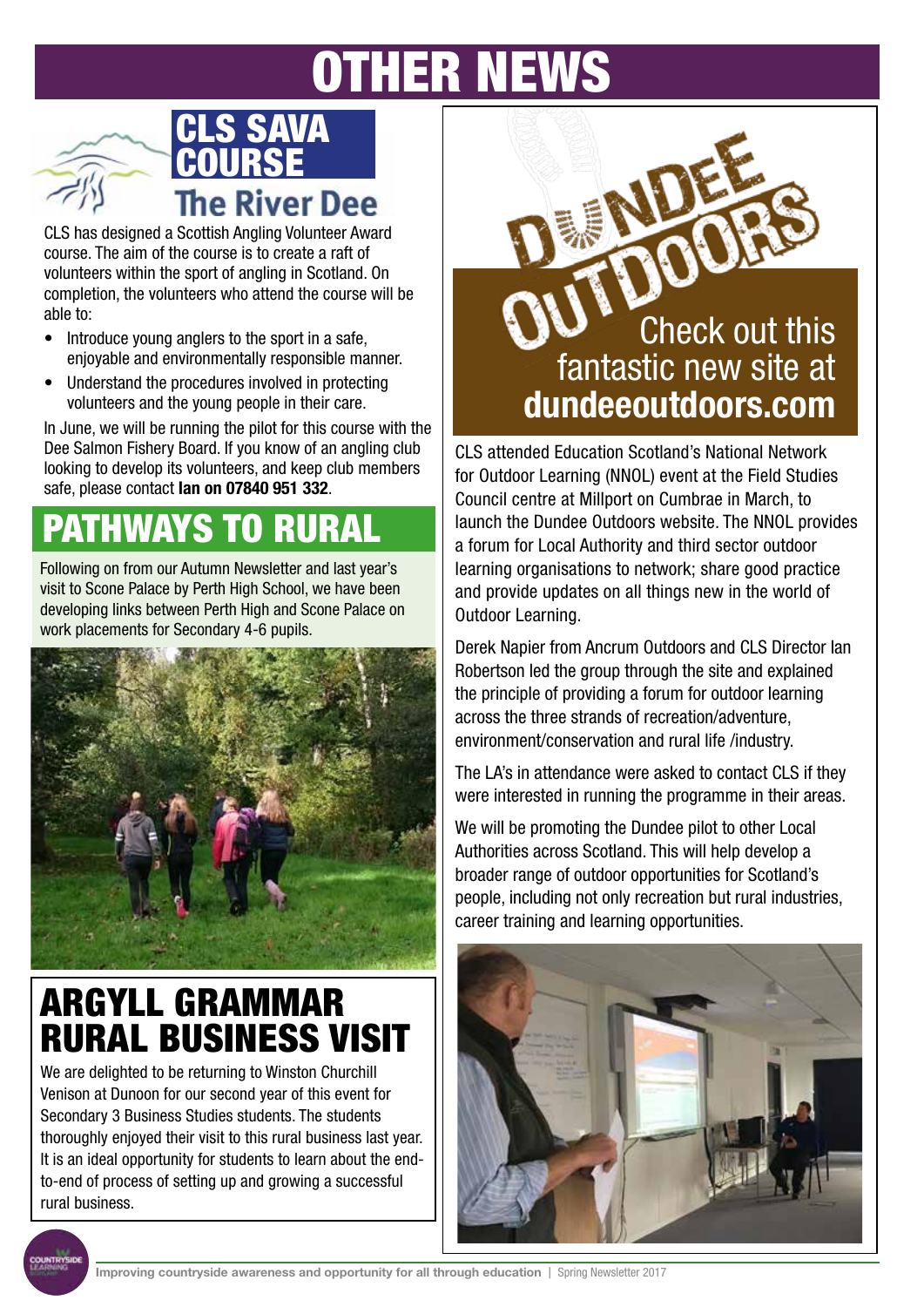# OTHER NEWS

## CLS SAVA COURSE

### The River Dee

CLS has designed a Scottish Angling Volunteer Award course. The aim of the course is to create a raft of volunteers within the sport of angling in Scotland. On completion, the volunteers who attend the course will be able to:

- Introduce young anglers to the sport in a safe, enjoyable and environmentally responsible manner.
- Understand the procedures involved in protecting volunteers and the young people in their care.

In June, we will be running the pilot for this course with the Dee Salmon Fishery Board. If you know of an angling club looking to develop its volunteers, and keep club members safe, please contact **Ian on 07840 951 332**.

## PATHWAYS TO RURAL

Following on from our Autumn Newsletter and last year's visit to Scone Palace by Perth High School, we have been developing links between Perth High and Scone Palace on work placements for Secondary 4-6 pupils.

## ARGYLL GRAMMAR RURAL BUSINESS VISIT

We are delighted to be returning to Winston Churchill Venison at Dunoon for our second year of this event for Secondary 3 Business Studies students. The students thoroughly enjoyed their visit to this rural business last year. It is an ideal opportunity for students to learn about the end-to-end of process of setting up and growing a successful rural business.

## DUNDEE OUTDOORS

Check out this fantastic new site at **dundeeoutdoors.com**

CLS attended Education Scotland's National Network for Outdoor Learning (NNOL) event at the Field Studies Council centre at Millport on Cumbrae in March, to launch the Dundee Outdoors website. The NNOL provides a forum for Local Authority and third sector outdoor learning organisations to network; share good practice and provide updates on all things new in the world of Outdoor Learning.

Derek Napier from Ancrum Outdoors and CLS Director Ian Robertson led the group through the site and explained the principle of providing a forum for outdoor learning across the three strands of recreation/adventure, environment/conservation and rural life /industry.

The LA's in attendance were asked to contact CLS if they were interested in running the programme in their areas.

We will be promoting the Dundee pilot to other Local Authorities across Scotland. This will help develop a broader range of outdoor opportunities for Scotland's people, including not only recreation but rural industries, career training and learning opportunities.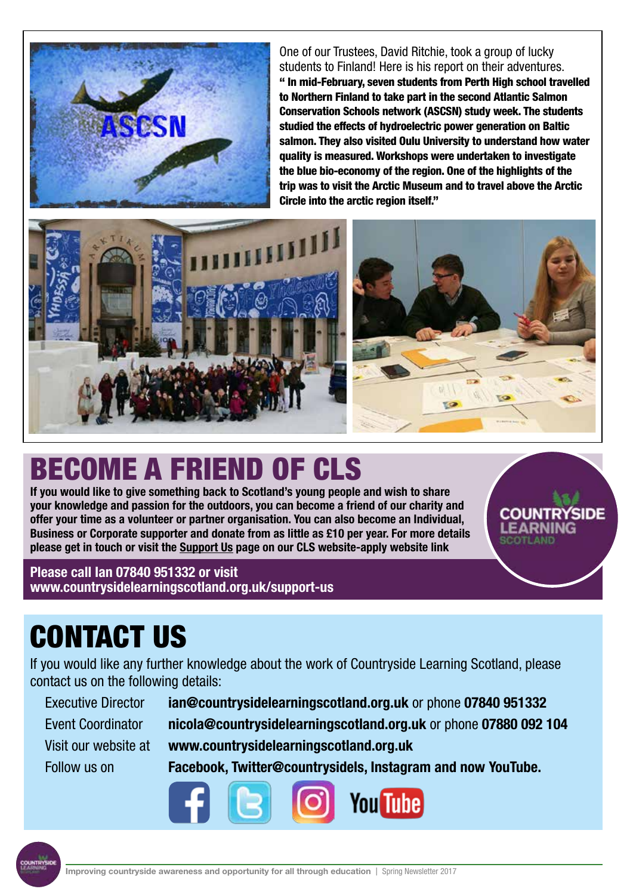One of our Trustees, David Ritchie, took a group of lucky students to Finland! Here is his report on their adventures.

**" In mid-February, seven students from Perth High school travelled to Northern Finland to take part in the second Atlantic Salmon Conservation Schools network (ASCSN) study week. The students studied the effects of hydroelectric power generation on Baltic salmon. They also visited Oulu University to understand how water quality is measured. Workshops were undertaken to investigate the blue bio-economy of the region. One of the highlights of the trip was to visit the Arctic Museum and to travel above the Arctic Circle into the arctic region itself."**

# BECOME A FRIEND OF CLS

**If you would like to give something back to Scotland's young people and wish to share your knowledge and passion for the outdoors, you can become a friend of our charity and offer your time as a volunteer or partner organisation. You can also become an Individual, Business or Corporate supporter and donate from as little as £10 per year. For more details please get in touch or visit the Support Us page on our CLS website-apply website link**

**Please call Ian 07840 951332 or visit www.countrysidelearningscotland.org.uk/support-us**

# CONTACT US

If you would like any further knowledge about the work of Countryside Learning Scotland, please contact us on the following details:

| | |
|---|---|
| Executive Director | **ian@countrysidelearningscotland.org.uk** or phone **07840 951332** |
| Event Coordinator | **nicola@countrysidelearningscotland.org.uk** or phone **07880 092 104** |
| Visit our website at | **www.countrysidelearningscotland.org.uk** |
| Follow us on | **Facebook, Twitter@countrysidels, Instagram and now YouTube.** |